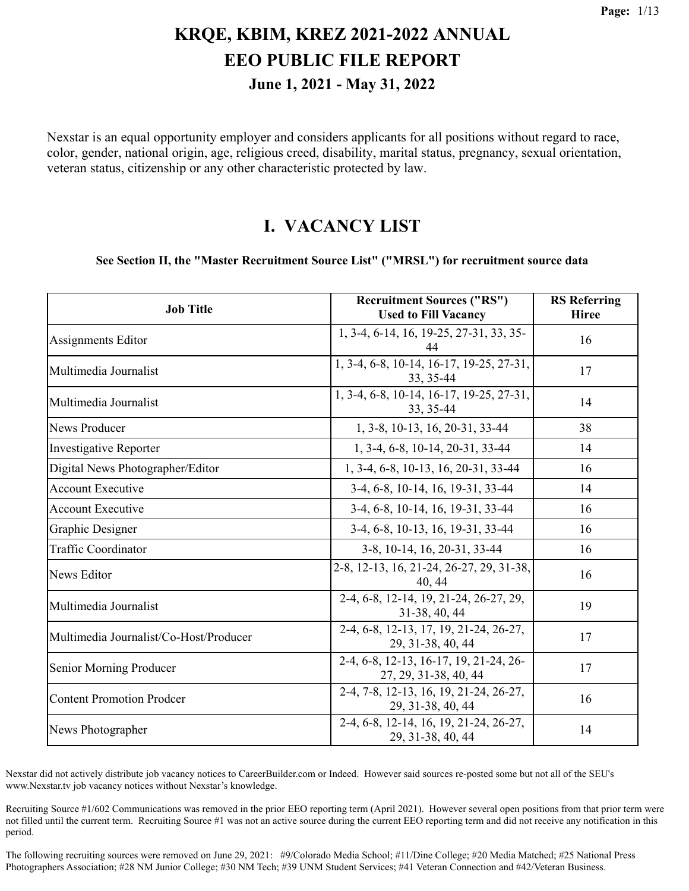# KRQE, KBIM, KREZ 2021-2022 ANNUAL EEO PUBLIC FILE REPORT

## June 1, 2021 - May 31, 2022

Nexstar is an equal opportunity employer and considers applicants for all positions without regard to race, color, gender, national origin, age, religious creed, disability, marital status, pregnancy, sexual orientation, veteran status, citizenship or any other characteristic protected by law.

## I. VACANCY LIST

**See Section II, the "Master Recruitment Source List" ("MRSL") for recruitment source data**

| Job Title | Recruitment Sources ("RS") Used to Fill Vacancy | RS Referring Hiree |
|---|---|---|
| Assignments Editor | 1, 3-4, 6-14, 16, 19-25, 27-31, 33, 35-44 | 16 |
| Multimedia Journalist | 1, 3-4, 6-8, 10-14, 16-17, 19-25, 27-31, 33, 35-44 | 17 |
| Multimedia Journalist | 1, 3-4, 6-8, 10-14, 16-17, 19-25, 27-31, 33, 35-44 | 14 |
| News Producer | 1, 3-8, 10-13, 16, 20-31, 33-44 | 38 |
| Investigative Reporter | 1, 3-4, 6-8, 10-14, 20-31, 33-44 | 14 |
| Digital News Photographer/Editor | 1, 3-4, 6-8, 10-13, 16, 20-31, 33-44 | 16 |
| Account Executive | 3-4, 6-8, 10-14, 16, 19-31, 33-44 | 14 |
| Account Executive | 3-4, 6-8, 10-14, 16, 19-31, 33-44 | 16 |
| Graphic Designer | 3-4, 6-8, 10-13, 16, 19-31, 33-44 | 16 |
| Traffic Coordinator | 3-8, 10-14, 16, 20-31, 33-44 | 16 |
| News Editor | 2-8, 12-13, 16, 21-24, 26-27, 29, 31-38, 40, 44 | 16 |
| Multimedia Journalist | 2-4, 6-8, 12-14, 19, 21-24, 26-27, 29, 31-38, 40, 44 | 19 |
| Multimedia Journalist/Co-Host/Producer | 2-4, 6-8, 12-13, 17, 19, 21-24, 26-27, 29, 31-38, 40, 44 | 17 |
| Senior Morning Producer | 2-4, 6-8, 12-13, 16-17, 19, 21-24, 26-27, 29, 31-38, 40, 44 | 17 |
| Content Promotion Prodcer | 2-4, 7-8, 12-13, 16, 19, 21-24, 26-27, 29, 31-38, 40, 44 | 16 |
| News Photographer | 2-4, 6-8, 12-14, 16, 19, 21-24, 26-27, 29, 31-38, 40, 44 | 14 |

Nexstar did not actively distribute job vacancy notices to CareerBuilder.com or Indeed. However said sources re-posted some but not all of the SEU's www.Nexstar.tv job vacancy notices without Nexstar's knowledge.

Recruiting Source #1/602 Communications was removed in the prior EEO reporting term (April 2021). However several open positions from that prior term were not filled until the current term. Recruiting Source #1 was not an active source during the current EEO reporting term and did not receive any notification in this period.

The following recruiting sources were removed on June 29, 2021: #9/Colorado Media School; #11/Dine College; #20 Media Matched; #25 National Press Photographers Association; #28 NM Junior College; #30 NM Tech; #39 UNM Student Services; #41 Veteran Connection and #42/Veteran Business.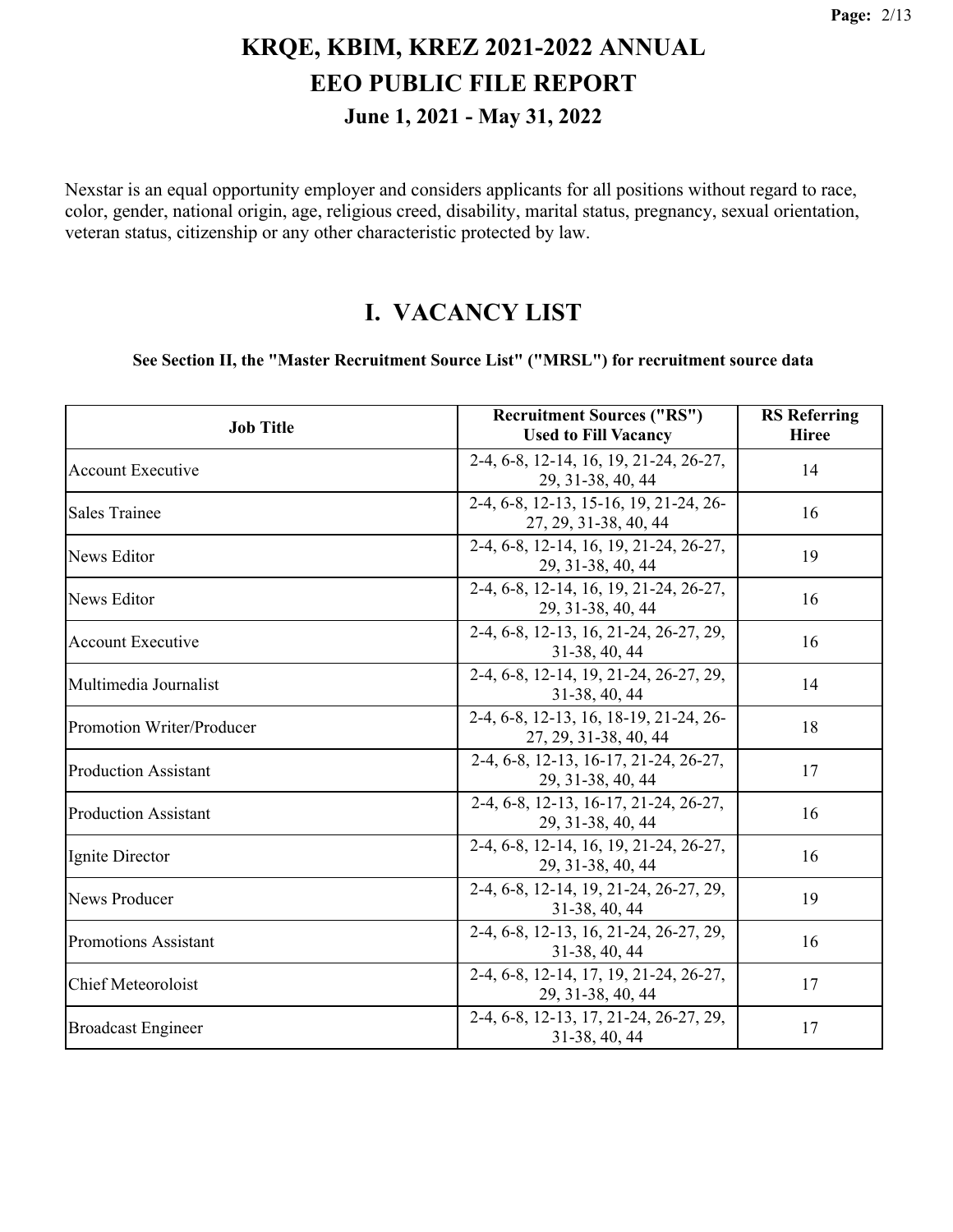# KRQE, KBIM, KREZ 2021-2022 ANNUAL EEO PUBLIC FILE REPORT

## June 1, 2021 - May 31, 2022

Nexstar is an equal opportunity employer and considers applicants for all positions without regard to race, color, gender, national origin, age, religious creed, disability, marital status, pregnancy, sexual orientation, veteran status, citizenship or any other characteristic protected by law.

## I. VACANCY LIST

**See Section II, the "Master Recruitment Source List" ("MRSL") for recruitment source data**

| Job Title | Recruitment Sources ("RS") Used to Fill Vacancy | RS Referring Hiree |
|---|---|---|
| Account Executive | 2-4, 6-8, 12-14, 16, 19, 21-24, 26-27, 29, 31-38, 40, 44 | 14 |
| Sales Trainee | 2-4, 6-8, 12-13, 15-16, 19, 21-24, 26-27, 29, 31-38, 40, 44 | 16 |
| News Editor | 2-4, 6-8, 12-14, 16, 19, 21-24, 26-27, 29, 31-38, 40, 44 | 19 |
| News Editor | 2-4, 6-8, 12-14, 16, 19, 21-24, 26-27, 29, 31-38, 40, 44 | 16 |
| Account Executive | 2-4, 6-8, 12-13, 16, 21-24, 26-27, 29, 31-38, 40, 44 | 16 |
| Multimedia Journalist | 2-4, 6-8, 12-14, 19, 21-24, 26-27, 29, 31-38, 40, 44 | 14 |
| Promotion Writer/Producer | 2-4, 6-8, 12-13, 16, 18-19, 21-24, 26-27, 29, 31-38, 40, 44 | 18 |
| Production Assistant | 2-4, 6-8, 12-13, 16-17, 21-24, 26-27, 29, 31-38, 40, 44 | 17 |
| Production Assistant | 2-4, 6-8, 12-13, 16-17, 21-24, 26-27, 29, 31-38, 40, 44 | 16 |
| Ignite Director | 2-4, 6-8, 12-14, 16, 19, 21-24, 26-27, 29, 31-38, 40, 44 | 16 |
| News Producer | 2-4, 6-8, 12-14, 19, 21-24, 26-27, 29, 31-38, 40, 44 | 19 |
| Promotions Assistant | 2-4, 6-8, 12-13, 16, 21-24, 26-27, 29, 31-38, 40, 44 | 16 |
| Chief Meteoroloist | 2-4, 6-8, 12-14, 17, 19, 21-24, 26-27, 29, 31-38, 40, 44 | 17 |
| Broadcast Engineer | 2-4, 6-8, 12-13, 17, 21-24, 26-27, 29, 31-38, 40, 44 | 17 |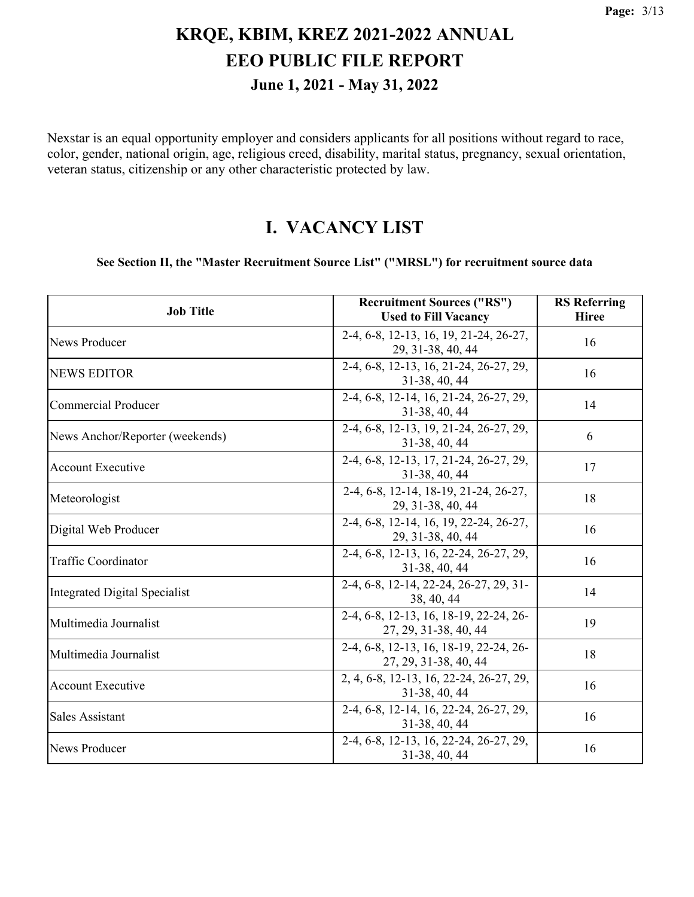# KRQE, KBIM, KREZ 2021-2022 ANNUAL EEO PUBLIC FILE REPORT

## June 1, 2021 - May 31, 2022

Nexstar is an equal opportunity employer and considers applicants for all positions without regard to race, color, gender, national origin, age, religious creed, disability, marital status, pregnancy, sexual orientation, veteran status, citizenship or any other characteristic protected by law.

# I. VACANCY LIST

**See Section II, the "Master Recruitment Source List" ("MRSL") for recruitment source data**

| Job Title | Recruitment Sources ("RS") Used to Fill Vacancy | RS Referring Hiree |
| --- | --- | --- |
| News Producer | 2-4, 6-8, 12-13, 16, 19, 21-24, 26-27, 29, 31-38, 40, 44 | 16 |
| NEWS EDITOR | 2-4, 6-8, 12-13, 16, 21-24, 26-27, 29, 31-38, 40, 44 | 16 |
| Commercial Producer | 2-4, 6-8, 12-14, 16, 21-24, 26-27, 29, 31-38, 40, 44 | 14 |
| News Anchor/Reporter (weekends) | 2-4, 6-8, 12-13, 19, 21-24, 26-27, 29, 31-38, 40, 44 | 6 |
| Account Executive | 2-4, 6-8, 12-13, 17, 21-24, 26-27, 29, 31-38, 40, 44 | 17 |
| Meteorologist | 2-4, 6-8, 12-14, 18-19, 21-24, 26-27, 29, 31-38, 40, 44 | 18 |
| Digital Web Producer | 2-4, 6-8, 12-14, 16, 19, 22-24, 26-27, 29, 31-38, 40, 44 | 16 |
| Traffic Coordinator | 2-4, 6-8, 12-13, 16, 22-24, 26-27, 29, 31-38, 40, 44 | 16 |
| Integrated Digital Specialist | 2-4, 6-8, 12-14, 22-24, 26-27, 29, 31-38, 40, 44 | 14 |
| Multimedia Journalist | 2-4, 6-8, 12-13, 16, 18-19, 22-24, 26-27, 29, 31-38, 40, 44 | 19 |
| Multimedia Journalist | 2-4, 6-8, 12-13, 16, 18-19, 22-24, 26-27, 29, 31-38, 40, 44 | 18 |
| Account Executive | 2, 4, 6-8, 12-13, 16, 22-24, 26-27, 29, 31-38, 40, 44 | 16 |
| Sales Assistant | 2-4, 6-8, 12-14, 16, 22-24, 26-27, 29, 31-38, 40, 44 | 16 |
| News Producer | 2-4, 6-8, 12-13, 16, 22-24, 26-27, 29, 31-38, 40, 44 | 16 |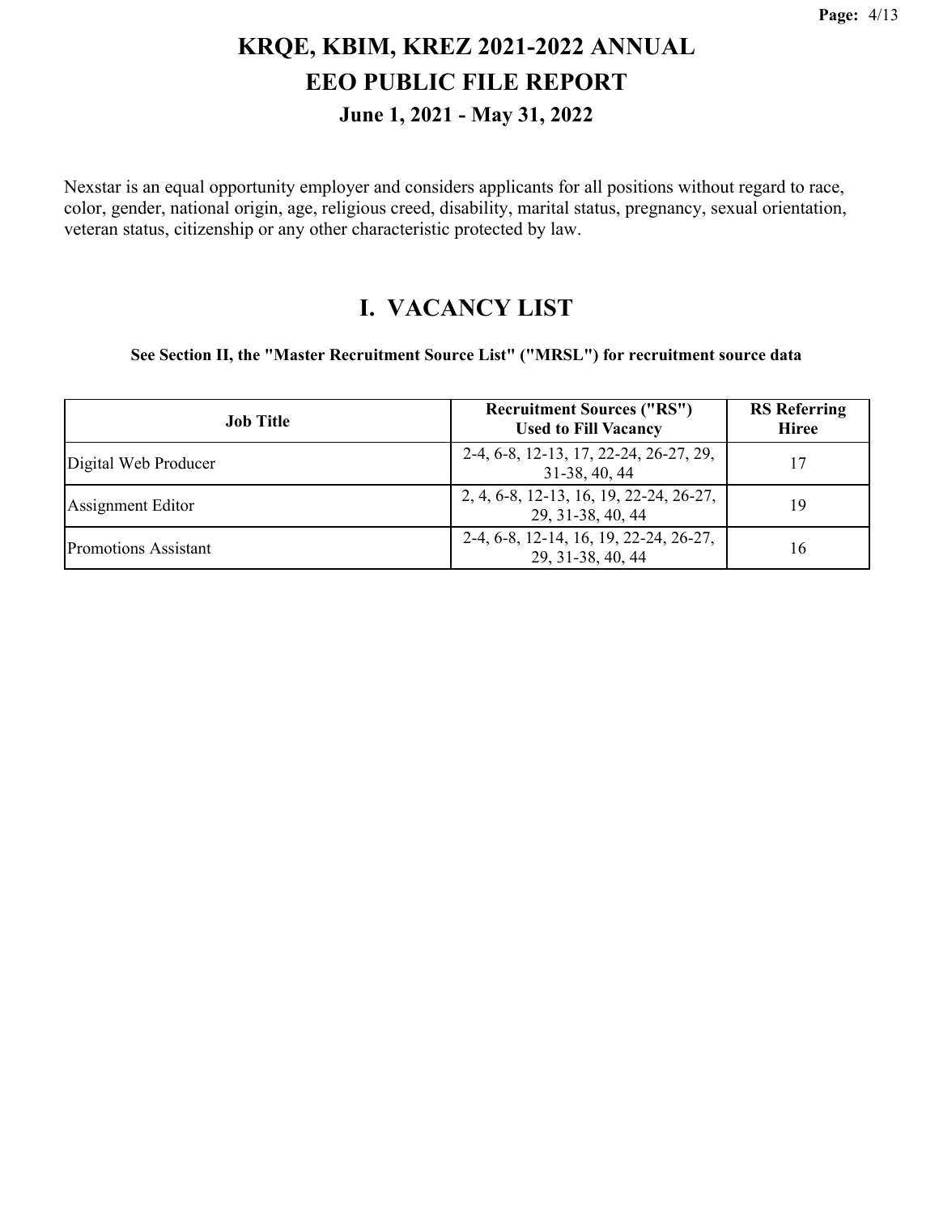# KRQE, KBIM, KREZ 2021-2022 ANNUAL
# EEO PUBLIC FILE REPORT
## June 1, 2021 - May 31, 2022

Nexstar is an equal opportunity employer and considers applicants for all positions without regard to race, color, gender, national origin, age, religious creed, disability, marital status, pregnancy, sexual orientation, veteran status, citizenship or any other characteristic protected by law.

## I. VACANCY LIST

**See Section II, the "Master Recruitment Source List" ("MRSL") for recruitment source data**

| Job Title | Recruitment Sources ("RS") Used to Fill Vacancy | RS Referring Hiree |
| --- | --- | --- |
| Digital Web Producer | 2-4, 6-8, 12-13, 17, 22-24, 26-27, 29, 31-38, 40, 44 | 17 |
| Assignment Editor | 2, 4, 6-8, 12-13, 16, 19, 22-24, 26-27, 29, 31-38, 40, 44 | 19 |
| Promotions Assistant | 2-4, 6-8, 12-14, 16, 19, 22-24, 26-27, 29, 31-38, 40, 44 | 16 |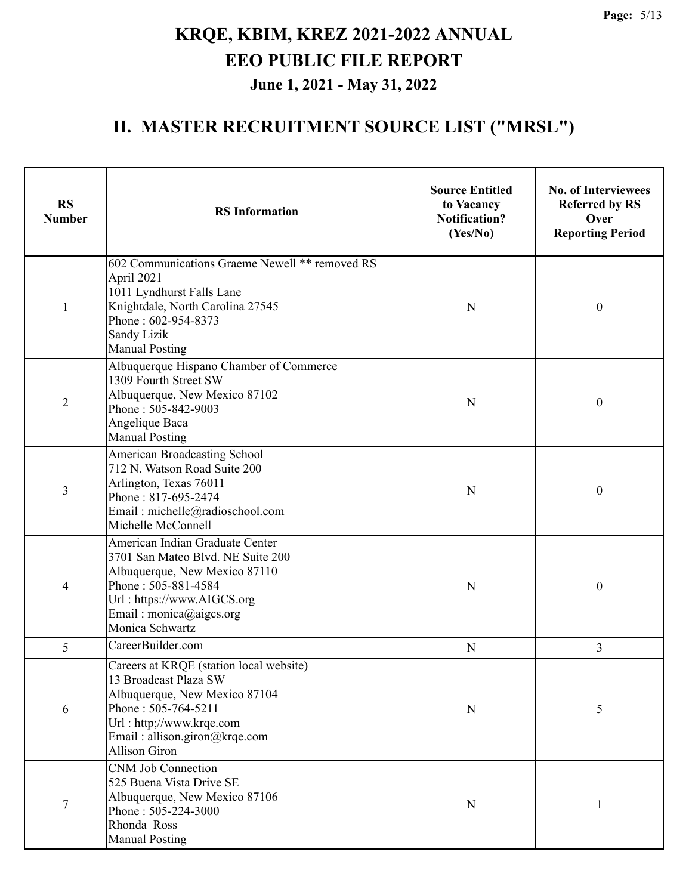# KRQE, KBIM, KREZ 2021-2022 ANNUAL
# EEO PUBLIC FILE REPORT
### June 1, 2021 - May 31, 2022

## II. MASTER RECRUITMENT SOURCE LIST ("MRSL")

| RS Number | RS Information | Source Entitled to Vacancy Notification? (Yes/No) | No. of Interviewees Referred by RS Over Reporting Period |
|---|---|---|---|
| 1 | 602 Communications Graeme Newell ** removed RS April 2021<br>1011 Lyndhurst Falls Lane<br>Knightdale, North Carolina 27545<br>Phone : 602-954-8373<br>Sandy Lizik<br>Manual Posting | N | 0 |
| 2 | Albuquerque Hispano Chamber of Commerce<br>1309 Fourth Street SW<br>Albuquerque, New Mexico 87102<br>Phone : 505-842-9003<br>Angelique Baca<br>Manual Posting | N | 0 |
| 3 | American Broadcasting School<br>712 N. Watson Road Suite 200<br>Arlington, Texas 76011<br>Phone : 817-695-2474<br>Email : michelle@radioschool.com<br>Michelle McConnell | N | 0 |
| 4 | American Indian Graduate Center<br>3701 San Mateo Blvd. NE Suite 200<br>Albuquerque, New Mexico 87110<br>Phone : 505-881-4584<br>Url : https://www.AIGCS.org<br>Email : monica@aigcs.org<br>Monica Schwartz | N | 0 |
| 5 | CareerBuilder.com | N | 3 |
| 6 | Careers at KRQE (station local website)<br>13 Broadcast Plaza SW<br>Albuquerque, New Mexico 87104<br>Phone : 505-764-5211<br>Url : http;//www.krqe.com<br>Email : allison.giron@krqe.com<br>Allison Giron | N | 5 |
| 7 | CNM Job Connection<br>525 Buena Vista Drive SE<br>Albuquerque, New Mexico 87106<br>Phone : 505-224-3000<br>Rhonda Ross<br>Manual Posting | N | 1 |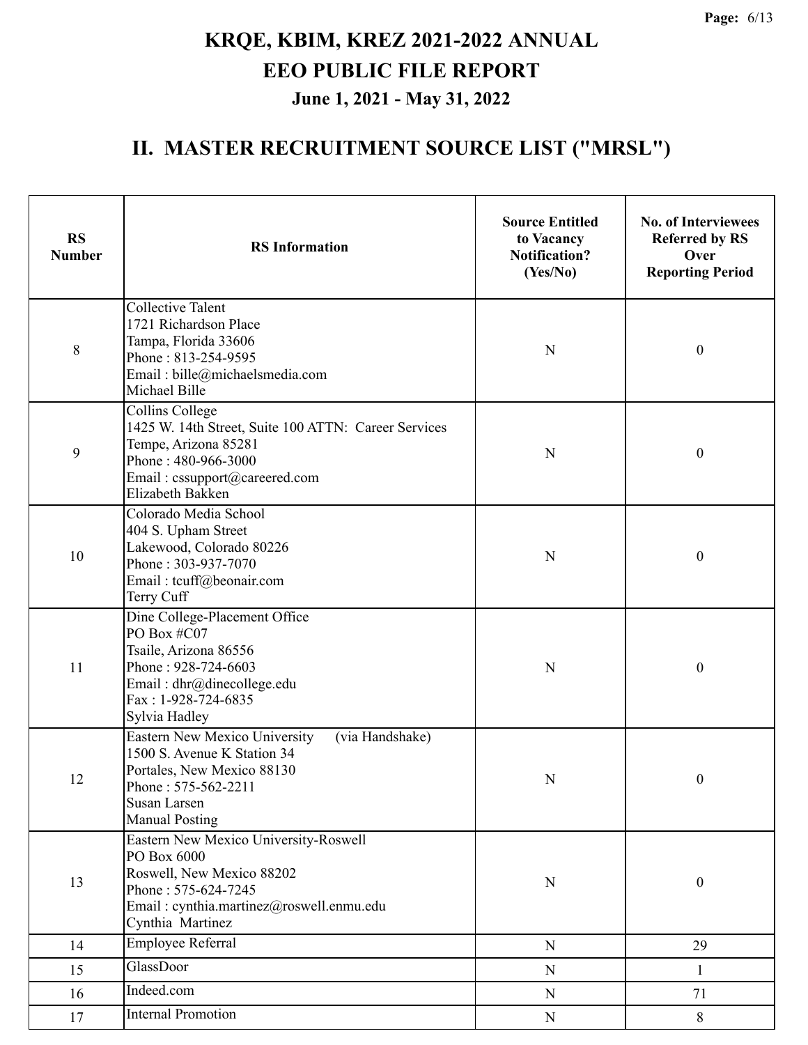# KRQE, KBIM, KREZ 2021-2022 ANNUAL EEO PUBLIC FILE REPORT

### June 1, 2021 - May 31, 2022

## II. MASTER RECRUITMENT SOURCE LIST ("MRSL")

| RS Number | RS Information | Source Entitled to Vacancy Notification? (Yes/No) | No. of Interviewees Referred by RS Over Reporting Period |
|---|---|---|---|
| 8 | Collective Talent<br>1721 Richardson Place<br>Tampa, Florida 33606<br>Phone : 813-254-9595<br>Email : bille@michaelsmedia.com<br>Michael Bille | N | 0 |
| 9 | Collins College<br>1425 W. 14th Street, Suite 100 ATTN: Career Services<br>Tempe, Arizona 85281<br>Phone : 480-966-3000<br>Email : cssupport@careered.com<br>Elizabeth Bakken | N | 0 |
| 10 | Colorado Media School<br>404 S. Upham Street<br>Lakewood, Colorado 80226<br>Phone : 303-937-7070<br>Email : tcuff@beonair.com<br>Terry Cuff | N | 0 |
| 11 | Dine College-Placement Office<br>PO Box #C07<br>Tsaile, Arizona 86556<br>Phone : 928-724-6603<br>Email : dhr@dinecollege.edu<br>Fax : 1-928-724-6835<br>Sylvia Hadley | N | 0 |
| 12 | Eastern New Mexico University (via Handshake)<br>1500 S. Avenue K Station 34<br>Portales, New Mexico 88130<br>Phone : 575-562-2211<br>Susan Larsen<br>Manual Posting | N | 0 |
| 13 | Eastern New Mexico University-Roswell<br>PO Box 6000<br>Roswell, New Mexico 88202<br>Phone : 575-624-7245<br>Email : cynthia.martinez@roswell.enmu.edu<br>Cynthia Martinez | N | 0 |
| 14 | Employee Referral | N | 29 |
| 15 | GlassDoor | N | 1 |
| 16 | Indeed.com | N | 71 |
| 17 | Internal Promotion | N | 8 |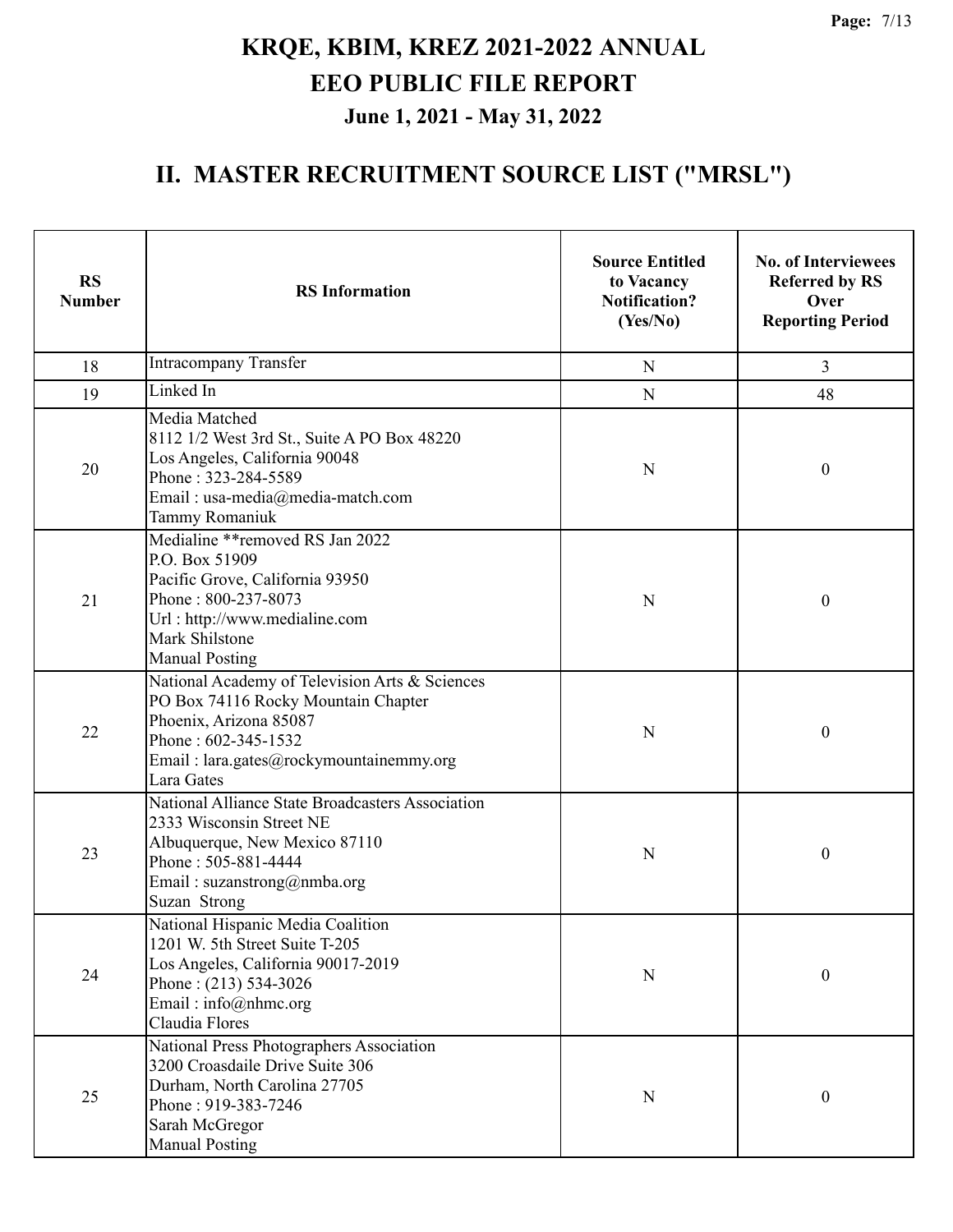# KRQE, KBIM, KREZ 2021-2022 ANNUAL

# EEO PUBLIC FILE REPORT

### June 1, 2021 - May 31, 2022

## II. MASTER RECRUITMENT SOURCE LIST ("MRSL")

| RS Number | RS Information | Source Entitled to Vacancy Notification? (Yes/No) | No. of Interviewees Referred by RS Over Reporting Period |
|---|---|---|---|
| 18 | Intracompany Transfer | N | 3 |
| 19 | Linked In | N | 48 |
| 20 | Media Matched<br>8112 1/2 West 3rd St., Suite A PO Box 48220<br>Los Angeles, California 90048<br>Phone : 323-284-5589<br>Email : usa-media@media-match.com<br>Tammy Romaniuk | N | 0 |
| 21 | Medialine **removed RS Jan 2022<br>P.O. Box 51909<br>Pacific Grove, California 93950<br>Phone : 800-237-8073<br>Url : http://www.medialine.com<br>Mark Shilstone<br>Manual Posting | N | 0 |
| 22 | National Academy of Television Arts & Sciences<br>PO Box 74116 Rocky Mountain Chapter<br>Phoenix, Arizona 85087<br>Phone : 602-345-1532<br>Email : lara.gates@rockymountainemmy.org<br>Lara Gates | N | 0 |
| 23 | National Alliance State Broadcasters Association<br>2333 Wisconsin Street NE<br>Albuquerque, New Mexico 87110<br>Phone : 505-881-4444<br>Email : suzanstrong@nmba.org<br>Suzan Strong | N | 0 |
| 24 | National Hispanic Media Coalition<br>1201 W. 5th Street Suite T-205<br>Los Angeles, California 90017-2019<br>Phone : (213) 534-3026<br>Email : info@nhmc.org<br>Claudia Flores | N | 0 |
| 25 | National Press Photographers Association<br>3200 Croasdaile Drive Suite 306<br>Durham, North Carolina 27705<br>Phone : 919-383-7246<br>Sarah McGregor<br>Manual Posting | N | 0 |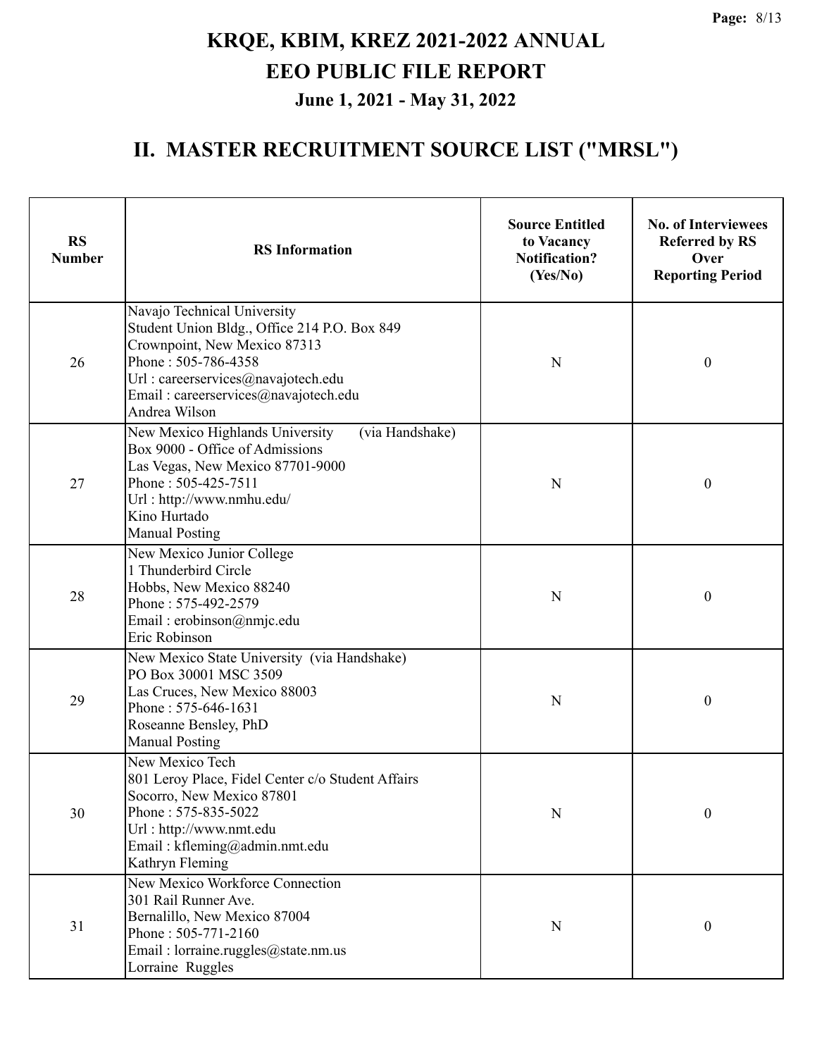# KRQE, KBIM, KREZ 2021-2022 ANNUAL EEO PUBLIC FILE REPORT

## June 1, 2021 - May 31, 2022

## II. MASTER RECRUITMENT SOURCE LIST ("MRSL")

| RS Number | RS Information | Source Entitled to Vacancy Notification? (Yes/No) | No. of Interviewees Referred by RS Over Reporting Period |
|---|---|---|---|
| 26 | Navajo Technical University<br>Student Union Bldg., Office 214 P.O. Box 849<br>Crownpoint, New Mexico 87313<br>Phone : 505-786-4358<br>Url : careerservices@navajotech.edu<br>Email : careerservices@navajotech.edu<br>Andrea Wilson | N | 0 |
| 27 | New Mexico Highlands University (via Handshake)<br>Box 9000 - Office of Admissions<br>Las Vegas, New Mexico 87701-9000<br>Phone : 505-425-7511<br>Url : http://www.nmhu.edu/<br>Kino Hurtado<br>Manual Posting | N | 0 |
| 28 | New Mexico Junior College<br>1 Thunderbird Circle<br>Hobbs, New Mexico 88240<br>Phone : 575-492-2579<br>Email : erobinson@nmjc.edu<br>Eric Robinson | N | 0 |
| 29 | New Mexico State University (via Handshake)<br>PO Box 30001 MSC 3509<br>Las Cruces, New Mexico 88003<br>Phone : 575-646-1631<br>Roseanne Bensley, PhD<br>Manual Posting | N | 0 |
| 30 | New Mexico Tech<br>801 Leroy Place, Fidel Center c/o Student Affairs<br>Socorro, New Mexico 87801<br>Phone : 575-835-5022<br>Url : http://www.nmt.edu<br>Email : kfleming@admin.nmt.edu<br>Kathryn Fleming | N | 0 |
| 31 | New Mexico Workforce Connection<br>301 Rail Runner Ave.<br>Bernalillo, New Mexico 87004<br>Phone : 505-771-2160<br>Email : lorraine.ruggles@state.nm.us<br>Lorraine Ruggles | N | 0 |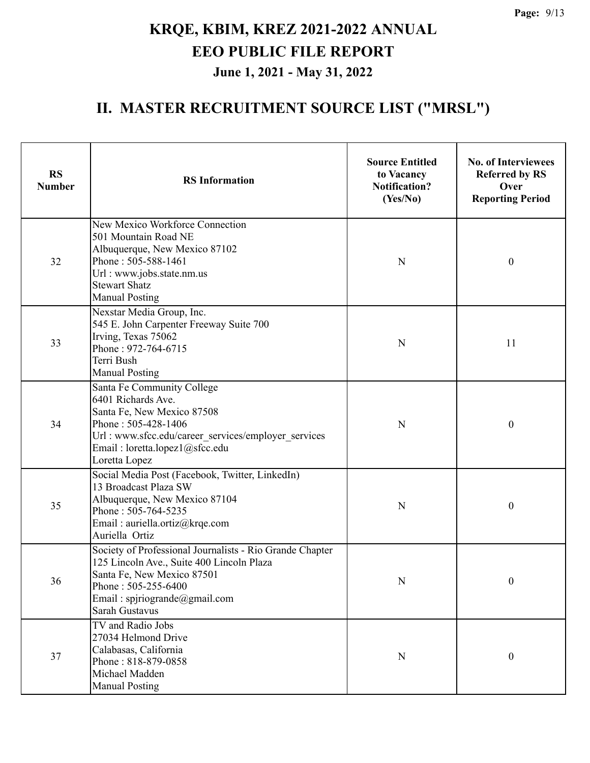# KRQE, KBIM, KREZ 2021-2022 ANNUAL EEO PUBLIC FILE REPORT

### June 1, 2021 - May 31, 2022

## II. MASTER RECRUITMENT SOURCE LIST ("MRSL")

| RS Number | RS Information | Source Entitled to Vacancy Notification? (Yes/No) | No. of Interviewees Referred by RS Over Reporting Period |
|---|---|---|---|
| 32 | New Mexico Workforce Connection<br>501 Mountain Road NE<br>Albuquerque, New Mexico 87102<br>Phone : 505-588-1461<br>Url : www.jobs.state.nm.us<br>Stewart Shatz<br>Manual Posting | N | 0 |
| 33 | Nexstar Media Group, Inc.<br>545 E. John Carpenter Freeway Suite 700<br>Irving, Texas 75062<br>Phone : 972-764-6715<br>Terri Bush<br>Manual Posting | N | 11 |
| 34 | Santa Fe Community College<br>6401 Richards Ave.<br>Santa Fe, New Mexico 87508<br>Phone : 505-428-1406<br>Url : www.sfcc.edu/career_services/employer_services<br>Email : loretta.lopez1@sfcc.edu<br>Loretta Lopez | N | 0 |
| 35 | Social Media Post (Facebook, Twitter, LinkedIn)<br>13 Broadcast Plaza SW<br>Albuquerque, New Mexico 87104<br>Phone : 505-764-5235<br>Email : auriella.ortiz@krqe.com<br>Auriella Ortiz | N | 0 |
| 36 | Society of Professional Journalists - Rio Grande Chapter<br>125 Lincoln Ave., Suite 400 Lincoln Plaza<br>Santa Fe, New Mexico 87501<br>Phone : 505-255-6400<br>Email : spjriogrande@gmail.com<br>Sarah Gustavus | N | 0 |
| 37 | TV and Radio Jobs<br>27034 Helmond Drive<br>Calabasas, California<br>Phone : 818-879-0858<br>Michael Madden<br>Manual Posting | N | 0 |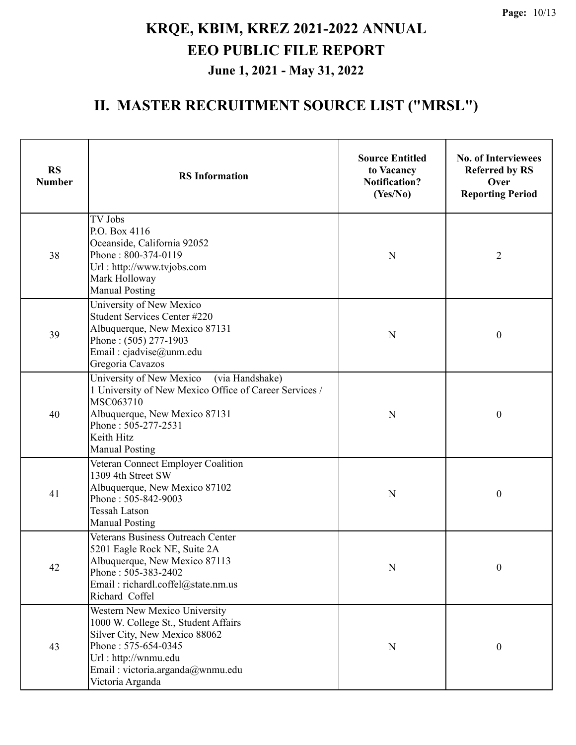# KRQE, KBIM, KREZ 2021-2022 ANNUAL EEO PUBLIC FILE REPORT

## June 1, 2021 - May 31, 2022

## II. MASTER RECRUITMENT SOURCE LIST ("MRSL")

| RS Number | RS Information | Source Entitled to Vacancy Notification? (Yes/No) | No. of Interviewees Referred by RS Over Reporting Period |
|---|---|---|---|
| 38 | TV Jobs<br>P.O. Box 4116<br>Oceanside, California 92052<br>Phone : 800-374-0119<br>Url : http://www.tvjobs.com<br>Mark Holloway<br>Manual Posting | N | 2 |
| 39 | University of New Mexico<br>Student Services Center #220<br>Albuquerque, New Mexico 87131<br>Phone : (505) 277-1903<br>Email : cjadvise@unm.edu<br>Gregoria Cavazos | N | 0 |
| 40 | University of New Mexico (via Handshake)<br>1 University of New Mexico Office of Career Services / MSC063710<br>Albuquerque, New Mexico 87131<br>Phone : 505-277-2531<br>Keith Hitz<br>Manual Posting | N | 0 |
| 41 | Veteran Connect Employer Coalition<br>1309 4th Street SW<br>Albuquerque, New Mexico 87102<br>Phone : 505-842-9003<br>Tessah Latson<br>Manual Posting | N | 0 |
| 42 | Veterans Business Outreach Center<br>5201 Eagle Rock NE, Suite 2A<br>Albuquerque, New Mexico 87113<br>Phone : 505-383-2402<br>Email : richardl.coffel@state.nm.us<br>Richard Coffel | N | 0 |
| 43 | Western New Mexico University<br>1000 W. College St., Student Affairs<br>Silver City, New Mexico 88062<br>Phone : 575-654-0345<br>Url : http://wnmu.edu<br>Email : victoria.arganda@wnmu.edu<br>Victoria Arganda | N | 0 |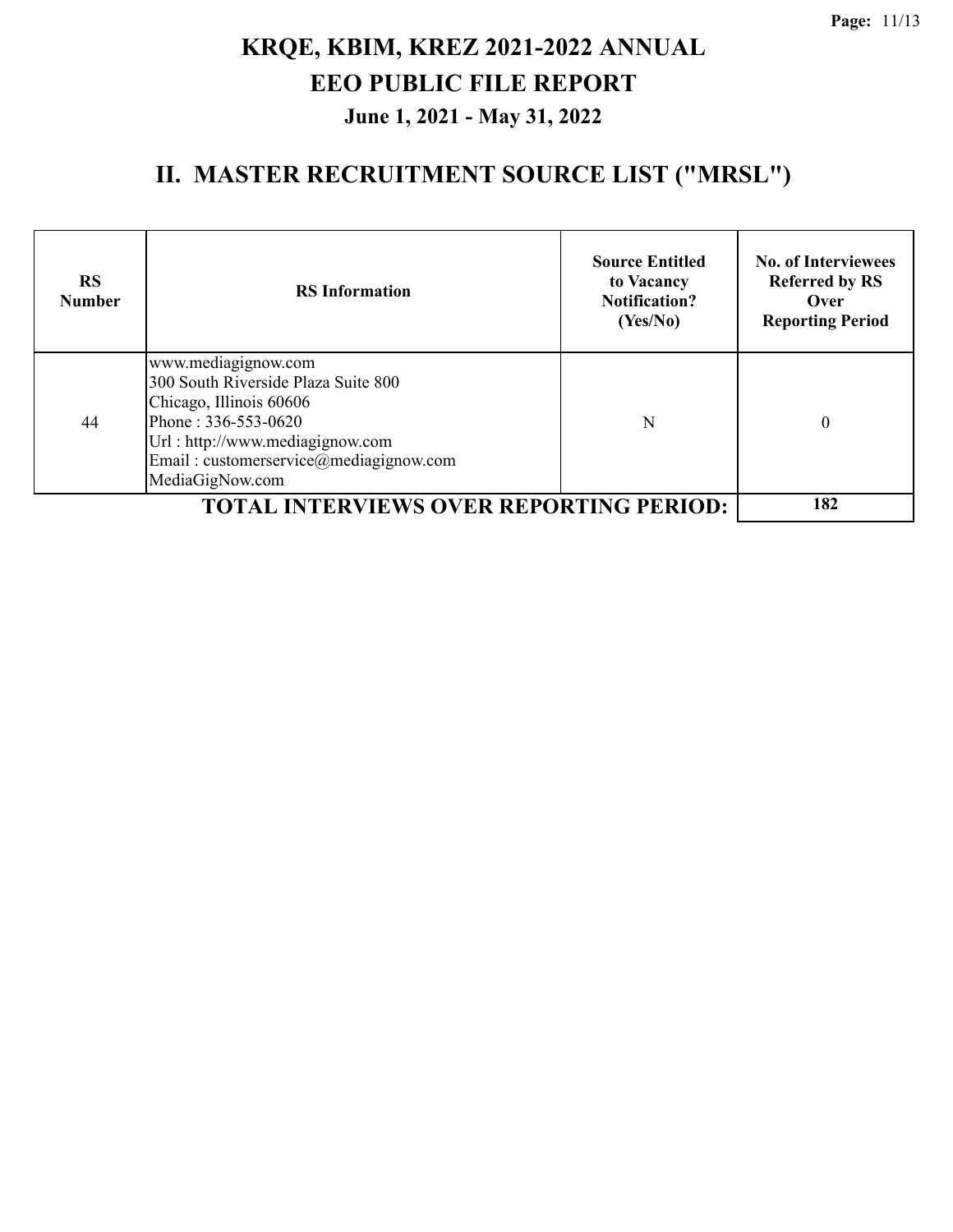# KRQE, KBIM, KREZ 2021-2022 ANNUAL EEO PUBLIC FILE REPORT

## June 1, 2021 - May 31, 2022

## II. MASTER RECRUITMENT SOURCE LIST ("MRSL")

| RS Number | RS Information | Source Entitled to Vacancy Notification? (Yes/No) | No. of Interviewees Referred by RS Over Reporting Period |
|---|---|---|---|
| 44 | www.mediagignow.com<br>300 South Riverside Plaza Suite 800<br>Chicago, Illinois 60606<br>Phone : 336-553-0620<br>Url : http://www.mediagignow.com<br>Email : customerservice@mediagignow.com<br>MediaGigNow.com | N | 0 |
| | **TOTAL INTERVIEWS OVER REPORTING PERIOD:** | | **182** |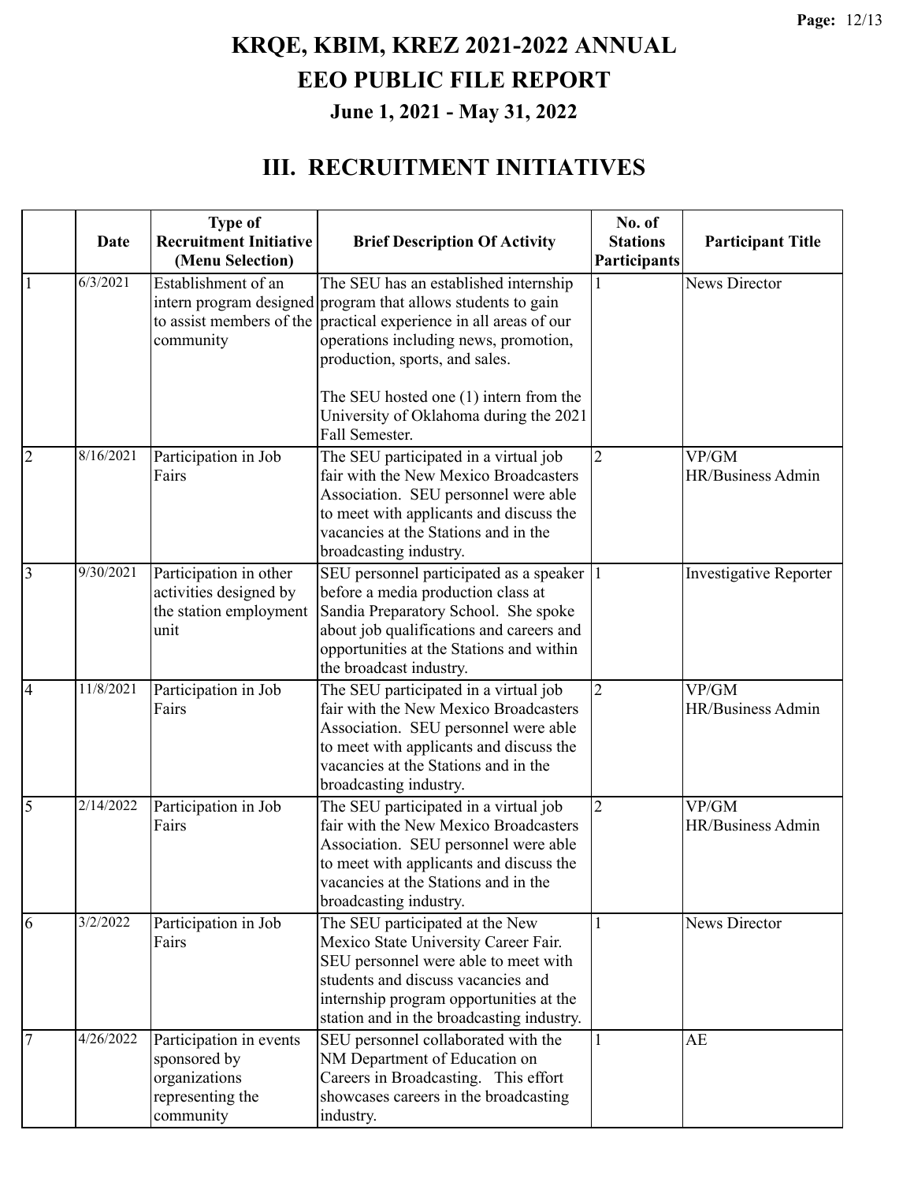# KRQE, KBIM, KREZ 2021-2022 ANNUAL EEO PUBLIC FILE REPORT

## June 1, 2021 - May 31, 2022

## III. RECRUITMENT INITIATIVES

| | Date | Type of Recruitment Initiative (Menu Selection) | Brief Description Of Activity | No. of Stations Participants | Participant Title |
|---|---|---|---|---|---|
| 1 | 6/3/2021 | Establishment of an intern program designed to assist members of the community | The SEU has an established internship program that allows students to gain practical experience in all areas of our operations including news, promotion, production, sports, and sales.<br><br>The SEU hosted one (1) intern from the University of Oklahoma during the 2021 Fall Semester. | 1 | News Director |
| 2 | 8/16/2021 | Participation in Job Fairs | The SEU participated in a virtual job fair with the New Mexico Broadcasters Association. SEU personnel were able to meet with applicants and discuss the vacancies at the Stations and in the broadcasting industry. | 2 | VP/GM<br>HR/Business Admin |
| 3 | 9/30/2021 | Participation in other activities designed by the station employment unit | SEU personnel participated as a speaker before a media production class at Sandia Preparatory School. She spoke about job qualifications and careers and opportunities at the Stations and within the broadcast industry. | 1 | Investigative Reporter |
| 4 | 11/8/2021 | Participation in Job Fairs | The SEU participated in a virtual job fair with the New Mexico Broadcasters Association. SEU personnel were able to meet with applicants and discuss the vacancies at the Stations and in the broadcasting industry. | 2 | VP/GM<br>HR/Business Admin |
| 5 | 2/14/2022 | Participation in Job Fairs | The SEU participated in a virtual job fair with the New Mexico Broadcasters Association. SEU personnel were able to meet with applicants and discuss the vacancies at the Stations and in the broadcasting industry. | 2 | VP/GM<br>HR/Business Admin |
| 6 | 3/2/2022 | Participation in Job Fairs | The SEU participated at the New Mexico State University Career Fair. SEU personnel were able to meet with students and discuss vacancies and internship program opportunities at the station and in the broadcasting industry. | 1 | News Director |
| 7 | 4/26/2022 | Participation in events sponsored by organizations representing the community | SEU personnel collaborated with the NM Department of Education on Careers in Broadcasting. This effort showcases careers in the broadcasting industry. | 1 | AE |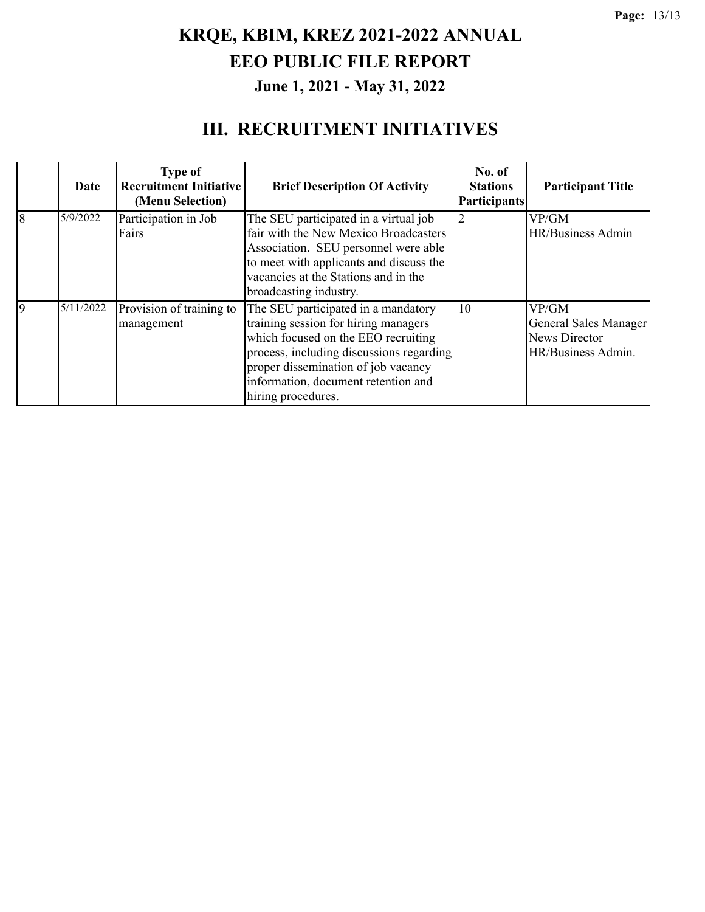# KRQE, KBIM, KREZ 2021-2022 ANNUAL EEO PUBLIC FILE REPORT

### June 1, 2021 - May 31, 2022

## III. RECRUITMENT INITIATIVES

| | Date | Type of Recruitment Initiative (Menu Selection) | Brief Description Of Activity | No. of Stations Participants | Participant Title |
|---|---|---|---|---|---|
| 8 | 5/9/2022 | Participation in Job Fairs | The SEU participated in a virtual job fair with the New Mexico Broadcasters Association. SEU personnel were able to meet with applicants and discuss the vacancies at the Stations and in the broadcasting industry. | 2 | VP/GM<br>HR/Business Admin |
| 9 | 5/11/2022 | Provision of training to management | The SEU participated in a mandatory training session for hiring managers which focused on the EEO recruiting process, including discussions regarding proper dissemination of job vacancy information, document retention and hiring procedures. | 10 | VP/GM<br>General Sales Manager<br>News Director<br>HR/Business Admin. |